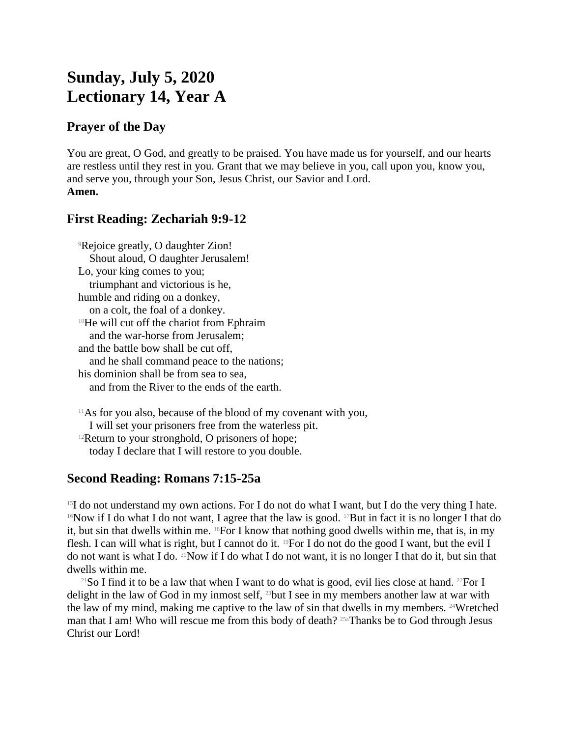# Sunday, July 5, 2020
# Lectionary 14, Year A

## Prayer of the Day

You are great, O God, and greatly to be praised. You have made us for yourself, and our hearts are restless until they rest in you. Grant that we may believe in you, call upon you, know you, and serve you, through your Son, Jesus Christ, our Savior and Lord.
**Amen.**

## First Reading: Zechariah 9:9-12

[9]Rejoice greatly, O daughter Zion!
  Shout aloud, O daughter Jerusalem!
Lo, your king comes to you;
  triumphant and victorious is he,
humble and riding on a donkey,
  on a colt, the foal of a donkey.
[10]He will cut off the chariot from Ephraim
  and the war-horse from Jerusalem;
and the battle bow shall be cut off,
  and he shall command peace to the nations;
his dominion shall be from sea to sea,
  and from the River to the ends of the earth.

[11]As for you also, because of the blood of my covenant with you,
  I will set your prisoners free from the waterless pit.
[12]Return to your stronghold, O prisoners of hope;
  today I declare that I will restore to you double.

## Second Reading: Romans 7:15-25a

[15]I do not understand my own actions. For I do not do what I want, but I do the very thing I hate. [16]Now if I do what I do not want, I agree that the law is good. [17]But in fact it is no longer I that do it, but sin that dwells within me. [18]For I know that nothing good dwells within me, that is, in my flesh. I can will what is right, but I cannot do it. [19]For I do not do the good I want, but the evil I do not want is what I do. [20]Now if I do what I do not want, it is no longer I that do it, but sin that dwells within me.

[21]So I find it to be a law that when I want to do what is good, evil lies close at hand. [22]For I delight in the law of God in my inmost self, [23]but I see in my members another law at war with the law of my mind, making me captive to the law of sin that dwells in my members. [24]Wretched man that I am! Who will rescue me from this body of death? [25a]Thanks be to God through Jesus Christ our Lord!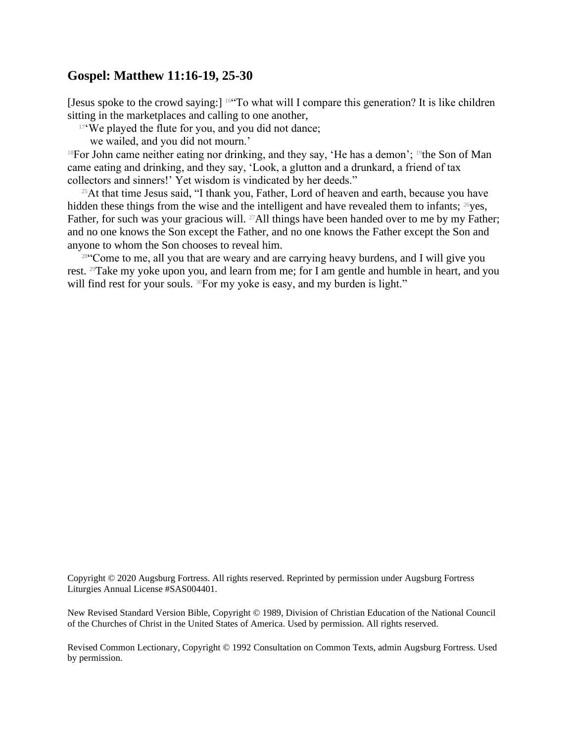## Gospel: Matthew 11:16-19, 25-30

[Jesus spoke to the crowd saying:] [16]"To what will I compare this generation? It is like children sitting in the marketplaces and calling to one another,

[17]'We played the flute for you, and you did not dance;
we wailed, and you did not mourn.'

[18]For John came neither eating nor drinking, and they say, 'He has a demon'; [19]the Son of Man came eating and drinking, and they say, 'Look, a glutton and a drunkard, a friend of tax collectors and sinners!' Yet wisdom is vindicated by her deeds."

[25]At that time Jesus said, "I thank you, Father, Lord of heaven and earth, because you have hidden these things from the wise and the intelligent and have revealed them to infants; [26]yes, Father, for such was your gracious will. [27]All things have been handed over to me by my Father; and no one knows the Son except the Father, and no one knows the Father except the Son and anyone to whom the Son chooses to reveal him.

[28]"Come to me, all you that are weary and are carrying heavy burdens, and I will give you rest. [29]Take my yoke upon you, and learn from me; for I am gentle and humble in heart, and you will find rest for your souls. [30]For my yoke is easy, and my burden is light."

Copyright © 2020 Augsburg Fortress. All rights reserved. Reprinted by permission under Augsburg Fortress Liturgies Annual License #SAS004401.

New Revised Standard Version Bible, Copyright © 1989, Division of Christian Education of the National Council of the Churches of Christ in the United States of America. Used by permission. All rights reserved.

Revised Common Lectionary, Copyright © 1992 Consultation on Common Texts, admin Augsburg Fortress. Used by permission.